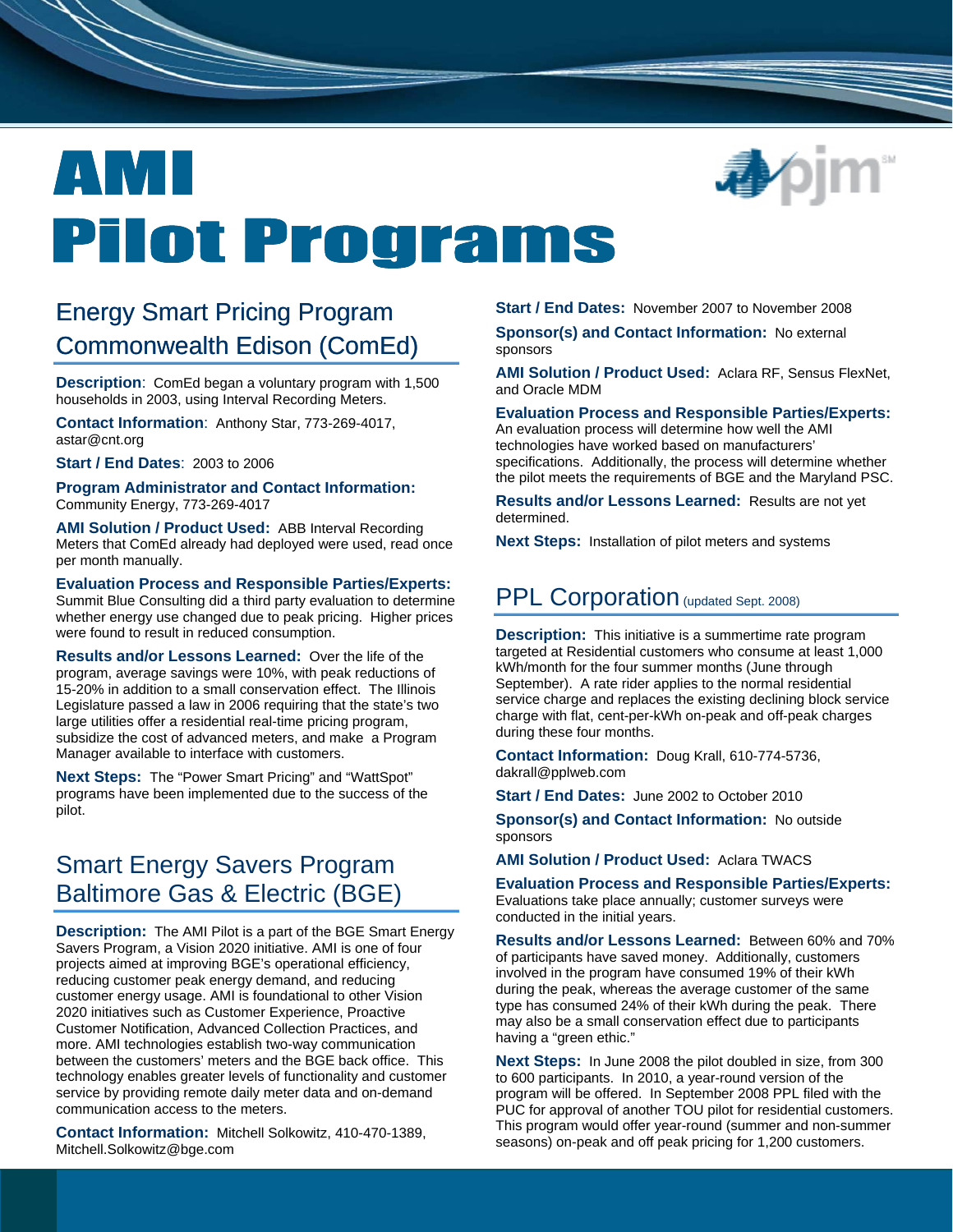# AMI Pilot Programs

## Energy Smart Pricing Program Commonwealth Edison (ComEd)

**Description**: ComEd began a voluntary program with 1,500 households in 2003, using Interval Recording Meters.

**Contact Information**: Anthony Star, 773-269-4017, astar@cnt.org

**Start / End Dates**: 2003 to 2006

**Program Administrator and Contact Information:** Community Energy, 773-269-4017

**AMI Solution / Product Used:** ABB Interval Recording Meters that ComEd already had deployed were used, read once per month manually.

**Evaluation Process and Responsible Parties/Experts:** Summit Blue Consulting did a third party evaluation to determine whether energy use changed due to peak pricing. Higher prices were found to result in reduced consumption.

**Results and/or Lessons Learned:** Over the life of the program, average savings were 10%, with peak reductions of 15-20% in addition to a small conservation effect. The Illinois Legislature passed a law in 2006 requiring that the state's two large utilities offer a residential real-time pricing program, subsidize the cost of advanced meters, and make a Program Manager available to interface with customers.

**Next Steps:** The "Power Smart Pricing" and "WattSpot" programs have been implemented due to the success of the pilot.

## Smart Energy Savers Program Baltimore Gas & Electric (BGE)

**Description:** The AMI Pilot is a part of the BGE Smart Energy Savers Program, a Vision 2020 initiative. AMI is one of four projects aimed at improving BGE's operational efficiency, reducing customer peak energy demand, and reducing customer energy usage. AMI is foundational to other Vision 2020 initiatives such as Customer Experience, Proactive Customer Notification, Advanced Collection Practices, and more. AMI technologies establish two-way communication between the customers' meters and the BGE back office. This technology enables greater levels of functionality and customer service by providing remote daily meter data and on-demand communication access to the meters.

**Contact Information:** Mitchell Solkowitz, 410-470-1389, Mitchell.Solkowitz@bge.com

**Start / End Dates:** November 2007 to November 2008

**Sponsor(s) and Contact Information:** No external sponsors

**AMI Solution / Product Used:** Aclara RF, Sensus FlexNet, and Oracle MDM

**Evaluation Process and Responsible Parties/Experts:** An evaluation process will determine how well the AMI technologies have worked based on manufacturers' specifications. Additionally, the process will determine whether the pilot meets the requirements of BGE and the Maryland PSC.

**Results and/or Lessons Learned:** Results are not yet determined.

**Next Steps:** Installation of pilot meters and systems

## PPL Corporation (updated Sept. 2008)

**Description:** This initiative is a summertime rate program targeted at Residential customers who consume at least 1,000 kWh/month for the four summer months (June through September). A rate rider applies to the normal residential service charge and replaces the existing declining block service charge with flat, cent-per-kWh on-peak and off-peak charges during these four months.

**Contact Information:** Doug Krall, 610-774-5736, dakrall@pplweb.com

**Start / End Dates:** June 2002 to October 2010

**Sponsor(s) and Contact Information:** No outside sponsors

**AMI Solution / Product Used:** Aclara TWACS

**Evaluation Process and Responsible Parties/Experts:** Evaluations take place annually; customer surveys were conducted in the initial years.

**Results and/or Lessons Learned:** Between 60% and 70% of participants have saved money. Additionally, customers involved in the program have consumed 19% of their kWh during the peak, whereas the average customer of the same type has consumed 24% of their kWh during the peak. There may also be a small conservation effect due to participants having a "green ethic."

**Next Steps:** In June 2008 the pilot doubled in size, from 300 to 600 participants. In 2010, a year-round version of the program will be offered. In September 2008 PPL filed with the PUC for approval of another TOU pilot for residential customers. This program would offer year-round (summer and non-summer seasons) on-peak and off peak pricing for 1,200 customers.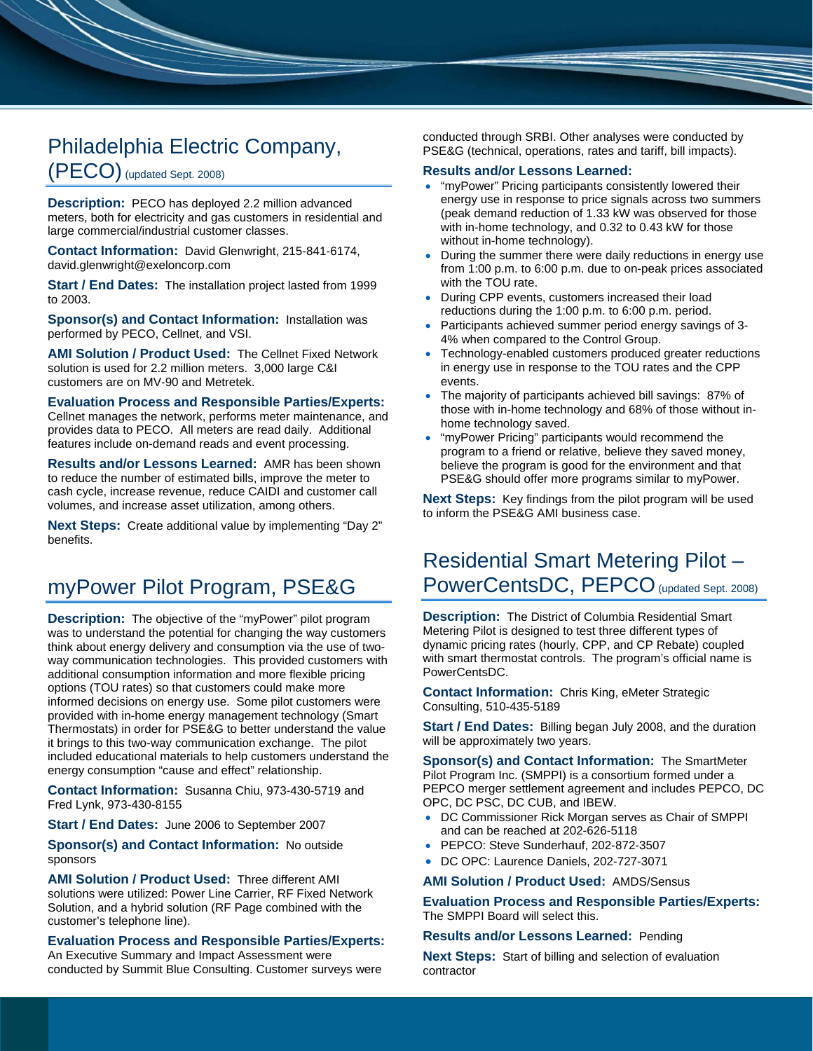## Philadelphia Electric Company, (PECO) (updated Sept. 2008)

**Description:** PECO has deployed 2.2 million advanced meters, both for electricity and gas customers in residential and large commercial/industrial customer classes.

**Contact Information:** David Glenwright, 215-841-6174, david.glenwright@exeloncorp.com

**Start / End Dates:** The installation project lasted from 1999 to 2003.

**Sponsor(s) and Contact Information:** Installation was performed by PECO, Cellnet, and VSI.

**AMI Solution / Product Used:** The Cellnet Fixed Network solution is used for 2.2 million meters. 3,000 large C&I customers are on MV-90 and Metretek.

**Evaluation Process and Responsible Parties/Experts:** Cellnet manages the network, performs meter maintenance, and provides data to PECO. All meters are read daily. Additional features include on-demand reads and event processing.

**Results and/or Lessons Learned:** AMR has been shown to reduce the number of estimated bills, improve the meter to cash cycle, increase revenue, reduce CAIDI and customer call volumes, and increase asset utilization, among others.

**Next Steps:** Create additional value by implementing "Day 2" benefits.

## myPower Pilot Program, PSE&G

**Description:** The objective of the "myPower" pilot program was to understand the potential for changing the way customers think about energy delivery and consumption via the use of two-way communication technologies. This provided customers with additional consumption information and more flexible pricing options (TOU rates) so that customers could make more informed decisions on energy use. Some pilot customers were provided with in-home energy management technology (Smart Thermostats) in order for PSE&G to better understand the value it brings to this two-way communication exchange. The pilot included educational materials to help customers understand the energy consumption "cause and effect" relationship.

**Contact Information:** Susanna Chiu, 973-430-5719 and Fred Lynk, 973-430-8155

**Start / End Dates:** June 2006 to September 2007

**Sponsor(s) and Contact Information:** No outside sponsors

**AMI Solution / Product Used:** Three different AMI solutions were utilized: Power Line Carrier, RF Fixed Network Solution, and a hybrid solution (RF Page combined with the customer's telephone line).

**Evaluation Process and Responsible Parties/Experts:** An Executive Summary and Impact Assessment were conducted by Summit Blue Consulting. Customer surveys were conducted through SRBI. Other analyses were conducted by PSE&G (technical, operations, rates and tariff, bill impacts).

**Results and/or Lessons Learned:**

- "myPower" Pricing participants consistently lowered their energy use in response to price signals across two summers (peak demand reduction of 1.33 kW was observed for those with in-home technology, and 0.32 to 0.43 kW for those without in-home technology).
- During the summer there were daily reductions in energy use from 1:00 p.m. to 6:00 p.m. due to on-peak prices associated with the TOU rate.
- During CPP events, customers increased their load reductions during the 1:00 p.m. to 6:00 p.m. period.
- Participants achieved summer period energy savings of 3-4% when compared to the Control Group.
- Technology-enabled customers produced greater reductions in energy use in response to the TOU rates and the CPP events.
- The majority of participants achieved bill savings: 87% of those with in-home technology and 68% of those without in-home technology saved.
- "myPower Pricing" participants would recommend the program to a friend or relative, believe they saved money, believe the program is good for the environment and that PSE&G should offer more programs similar to myPower.

**Next Steps:** Key findings from the pilot program will be used to inform the PSE&G AMI business case.

## Residential Smart Metering Pilot – PowerCentsDC, PEPCO (updated Sept. 2008)

**Description:** The District of Columbia Residential Smart Metering Pilot is designed to test three different types of dynamic pricing rates (hourly, CPP, and CP Rebate) coupled with smart thermostat controls. The program's official name is PowerCentsDC.

**Contact Information:** Chris King, eMeter Strategic Consulting, 510-435-5189

**Start / End Dates:** Billing began July 2008, and the duration will be approximately two years.

**Sponsor(s) and Contact Information:** The SmartMeter Pilot Program Inc. (SMPPI) is a consortium formed under a PEPCO merger settlement agreement and includes PEPCO, DC OPC, DC PSC, DC CUB, and IBEW.

- DC Commissioner Rick Morgan serves as Chair of SMPPI and can be reached at 202-626-5118
- PEPCO: Steve Sunderhauf, 202-872-3507
- DC OPC: Laurence Daniels, 202-727-3071

**AMI Solution / Product Used:** AMDS/Sensus

**Evaluation Process and Responsible Parties/Experts:** The SMPPI Board will select this.

**Results and/or Lessons Learned:** Pending

**Next Steps:** Start of billing and selection of evaluation contractor